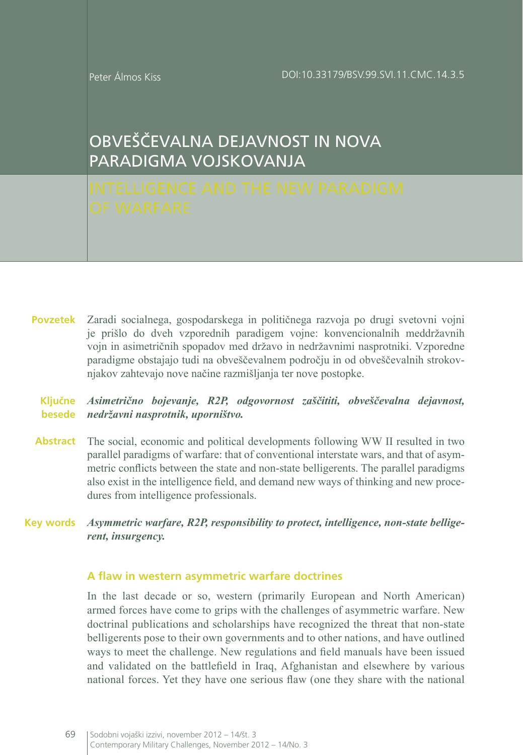Peter Álmos Kiss

DOI:10.33179/BSV.99.SVI.11.CMC.14.3.5

# OBVEŠČEVALNA DEJAVNOST IN NOVA PARADIGMA VOJSKOVANJA

# INTELLIGENCE AND THE NEW PARADIGM OF WARFARE

**Povzetek** Zaradi socialnega, gospodarskega in političnega razvoja po drugi svetovni vojni je prišlo do dveh vzporednih paradigem vojne: konvencionalnih meddržavnih vojn in asimetričnih spopadov med državo in nedržavnimi nasprotniki. Vzporedne paradigme obstajajo tudi na obveščevalnem področju in od obveščevalnih strokovnjakov zahtevajo nove načine razmišljanja ter nove postopke.

**Ključne besede** ***Asimetrično bojevanje, R2P, odgovornost zaščititi, obveščevalna dejavnost, nedržavni nasprotnik, uporništvo.***

**Abstract** The social, economic and political developments following WW II resulted in two parallel paradigms of warfare: that of conventional interstate wars, and that of asymmetric conflicts between the state and non-state belligerents. The parallel paradigms also exist in the intelligence field, and demand new ways of thinking and new procedures from intelligence professionals.

**Key words** ***Asymmetric warfare, R2P, responsibility to protect, intelligence, non-state belligerent, insurgency.***

## A flaw in western asymmetric warfare doctrines

In the last decade or so, western (primarily European and North American) armed forces have come to grips with the challenges of asymmetric warfare. New doctrinal publications and scholarships have recognized the threat that non-state belligerents pose to their own governments and to other nations, and have outlined ways to meet the challenge. New regulations and field manuals have been issued and validated on the battlefield in Iraq, Afghanistan and elsewhere by various national forces. Yet they have one serious flaw (one they share with the national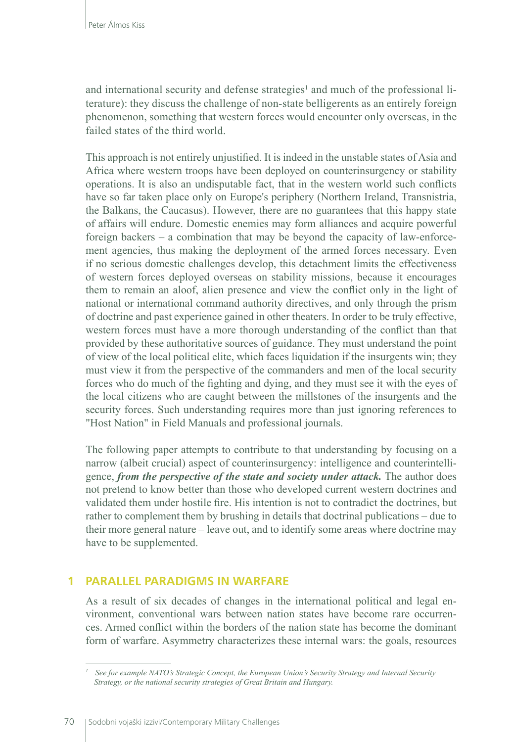and international security and defense strategies[1] and much of the professional literature): they discuss the challenge of non-state belligerents as an entirely foreign phenomenon, something that western forces would encounter only overseas, in the failed states of the third world.

This approach is not entirely unjustified. It is indeed in the unstable states of Asia and Africa where western troops have been deployed on counterinsurgency or stability operations. It is also an undisputable fact, that in the western world such conflicts have so far taken place only on Europe's periphery (Northern Ireland, Transnistria, the Balkans, the Caucasus). However, there are no guarantees that this happy state of affairs will endure. Domestic enemies may form alliances and acquire powerful foreign backers – a combination that may be beyond the capacity of law-enforcement agencies, thus making the deployment of the armed forces necessary. Even if no serious domestic challenges develop, this detachment limits the effectiveness of western forces deployed overseas on stability missions, because it encourages them to remain an aloof, alien presence and view the conflict only in the light of national or international command authority directives, and only through the prism of doctrine and past experience gained in other theaters. In order to be truly effective, western forces must have a more thorough understanding of the conflict than that provided by these authoritative sources of guidance. They must understand the point of view of the local political elite, which faces liquidation if the insurgents win; they must view it from the perspective of the commanders and men of the local security forces who do much of the fighting and dying, and they must see it with the eyes of the local citizens who are caught between the millstones of the insurgents and the security forces. Such understanding requires more than just ignoring references to "Host Nation" in Field Manuals and professional journals.

The following paper attempts to contribute to that understanding by focusing on a narrow (albeit crucial) aspect of counterinsurgency: intelligence and counterintelligence, ***from the perspective of the state and society under attack.*** The author does not pretend to know better than those who developed current western doctrines and validated them under hostile fire. His intention is not to contradict the doctrines, but rather to complement them by brushing in details that doctrinal publications – due to their more general nature – leave out, and to identify some areas where doctrine may have to be supplemented.

## 1 PARALLEL PARADIGMS IN WARFARE

As a result of six decades of changes in the international political and legal environment, conventional wars between nation states have become rare occurrences. Armed conflict within the borders of the nation state has become the dominant form of warfare. Asymmetry characterizes these internal wars: the goals, resources

---

[1] *See for example NATO's Strategic Concept, the European Union's Security Strategy and Internal Security Strategy, or the national security strategies of Great Britain and Hungary.*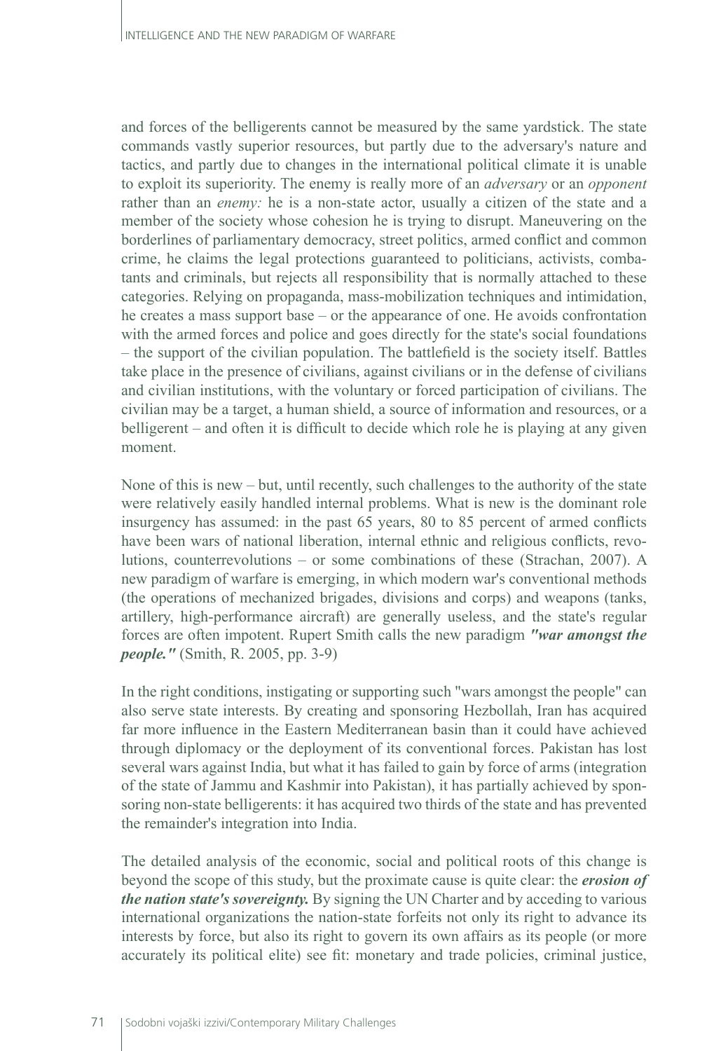and forces of the belligerents cannot be measured by the same yardstick. The state commands vastly superior resources, but partly due to the adversary's nature and tactics, and partly due to changes in the international political climate it is unable to exploit its superiority. The enemy is really more of an *adversary* or an *opponent* rather than an *enemy:* he is a non-state actor, usually a citizen of the state and a member of the society whose cohesion he is trying to disrupt. Maneuvering on the borderlines of parliamentary democracy, street politics, armed conflict and common crime, he claims the legal protections guaranteed to politicians, activists, combatants and criminals, but rejects all responsibility that is normally attached to these categories. Relying on propaganda, mass-mobilization techniques and intimidation, he creates a mass support base – or the appearance of one. He avoids confrontation with the armed forces and police and goes directly for the state's social foundations – the support of the civilian population. The battlefield is the society itself. Battles take place in the presence of civilians, against civilians or in the defense of civilians and civilian institutions, with the voluntary or forced participation of civilians. The civilian may be a target, a human shield, a source of information and resources, or a belligerent – and often it is difficult to decide which role he is playing at any given moment.

None of this is new – but, until recently, such challenges to the authority of the state were relatively easily handled internal problems. What is new is the dominant role insurgency has assumed: in the past 65 years, 80 to 85 percent of armed conflicts have been wars of national liberation, internal ethnic and religious conflicts, revolutions, counterrevolutions – or some combinations of these (Strachan, 2007). A new paradigm of warfare is emerging, in which modern war's conventional methods (the operations of mechanized brigades, divisions and corps) and weapons (tanks, artillery, high-performance aircraft) are generally useless, and the state's regular forces are often impotent. Rupert Smith calls the new paradigm ***"war amongst the people."*** (Smith, R. 2005, pp. 3-9)

In the right conditions, instigating or supporting such "wars amongst the people" can also serve state interests. By creating and sponsoring Hezbollah, Iran has acquired far more influence in the Eastern Mediterranean basin than it could have achieved through diplomacy or the deployment of its conventional forces. Pakistan has lost several wars against India, but what it has failed to gain by force of arms (integration of the state of Jammu and Kashmir into Pakistan), it has partially achieved by sponsoring non-state belligerents: it has acquired two thirds of the state and has prevented the remainder's integration into India.

The detailed analysis of the economic, social and political roots of this change is beyond the scope of this study, but the proximate cause is quite clear: the ***erosion of the nation state's sovereignty.*** By signing the UN Charter and by acceding to various international organizations the nation-state forfeits not only its right to advance its interests by force, but also its right to govern its own affairs as its people (or more accurately its political elite) see fit: monetary and trade policies, criminal justice,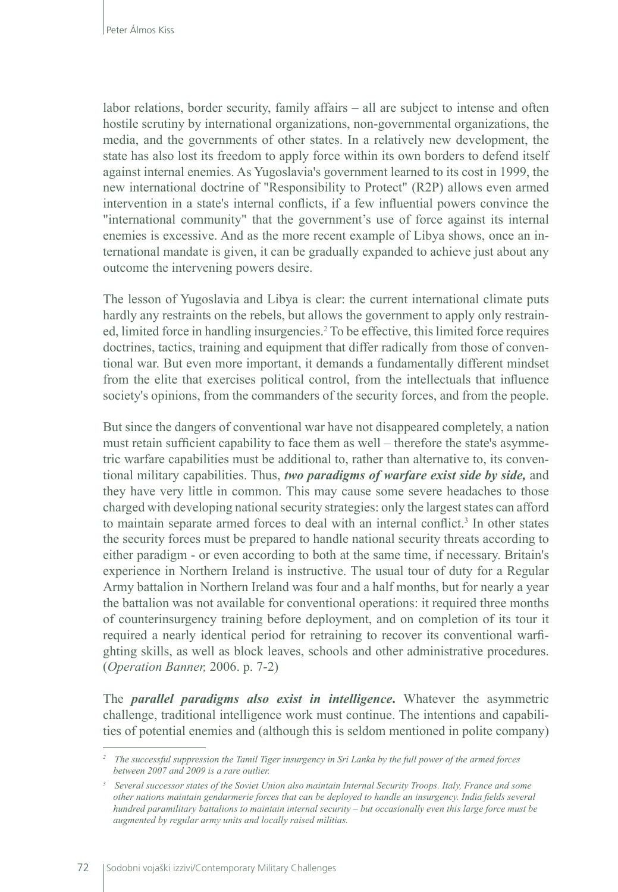labor relations, border security, family affairs – all are subject to intense and often hostile scrutiny by international organizations, non-governmental organizations, the media, and the governments of other states. In a relatively new development, the state has also lost its freedom to apply force within its own borders to defend itself against internal enemies. As Yugoslavia's government learned to its cost in 1999, the new international doctrine of "Responsibility to Protect" (R2P) allows even armed intervention in a state's internal conflicts, if a few influential powers convince the "international community" that the government's use of force against its internal enemies is excessive. And as the more recent example of Libya shows, once an international mandate is given, it can be gradually expanded to achieve just about any outcome the intervening powers desire.

The lesson of Yugoslavia and Libya is clear: the current international climate puts hardly any restraints on the rebels, but allows the government to apply only restrained, limited force in handling insurgencies.[2] To be effective, this limited force requires doctrines, tactics, training and equipment that differ radically from those of conventional war. But even more important, it demands a fundamentally different mindset from the elite that exercises political control, from the intellectuals that influence society's opinions, from the commanders of the security forces, and from the people.

But since the dangers of conventional war have not disappeared completely, a nation must retain sufficient capability to face them as well – therefore the state's asymmetric warfare capabilities must be additional to, rather than alternative to, its conventional military capabilities. Thus, ***two paradigms of warfare exist side by side,*** and they have very little in common. This may cause some severe headaches to those charged with developing national security strategies: only the largest states can afford to maintain separate armed forces to deal with an internal conflict.[3] In other states the security forces must be prepared to handle national security threats according to either paradigm - or even according to both at the same time, if necessary. Britain's experience in Northern Ireland is instructive. The usual tour of duty for a Regular Army battalion in Northern Ireland was four and a half months, but for nearly a year the battalion was not available for conventional operations: it required three months of counterinsurgency training before deployment, and on completion of its tour it required a nearly identical period for retraining to recover its conventional warfighting skills, as well as block leaves, schools and other administrative procedures. (*Operation Banner,* 2006. p. 7-2)

The ***parallel paradigms also exist in intelligence.*** Whatever the asymmetric challenge, traditional intelligence work must continue. The intentions and capabilities of potential enemies and (although this is seldom mentioned in polite company)

---

[2] *The successful suppression the Tamil Tiger insurgency in Sri Lanka by the full power of the armed forces between 2007 and 2009 is a rare outlier.*

[3] *Several successor states of the Soviet Union also maintain Internal Security Troops. Italy, France and some other nations maintain gendarmerie forces that can be deployed to handle an insurgency. India fields several hundred paramilitary battalions to maintain internal security – but occasionally even this large force must be augmented by regular army units and locally raised militias.*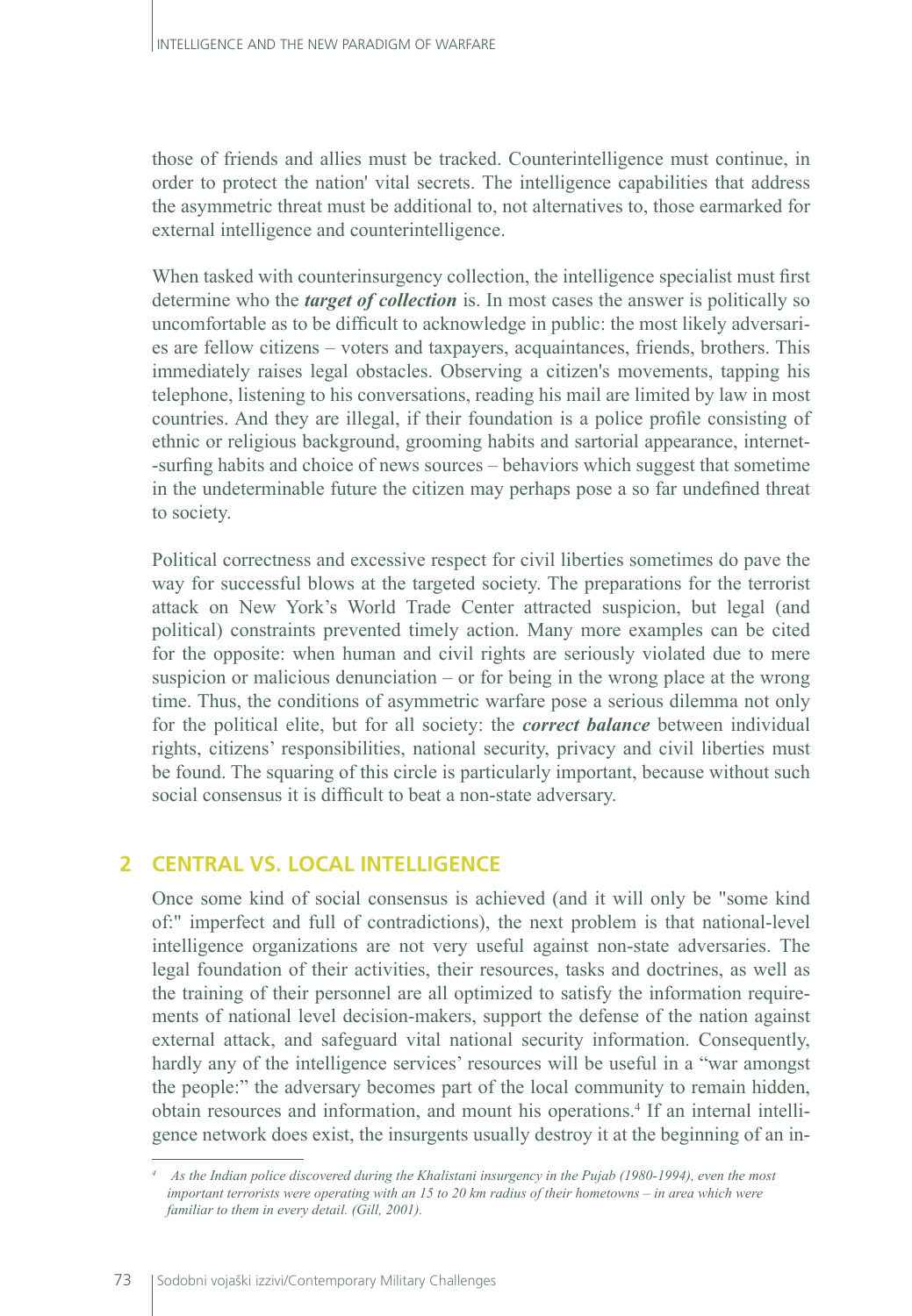those of friends and allies must be tracked. Counterintelligence must continue, in order to protect the nation' vital secrets. The intelligence capabilities that address the asymmetric threat must be additional to, not alternatives to, those earmarked for external intelligence and counterintelligence.

When tasked with counterinsurgency collection, the intelligence specialist must first determine who the ***target of collection*** is. In most cases the answer is politically so uncomfortable as to be difficult to acknowledge in public: the most likely adversaries are fellow citizens – voters and taxpayers, acquaintances, friends, brothers. This immediately raises legal obstacles. Observing a citizen's movements, tapping his telephone, listening to his conversations, reading his mail are limited by law in most countries. And they are illegal, if their foundation is a police profile consisting of ethnic or religious background, grooming habits and sartorial appearance, internet--surfing habits and choice of news sources – behaviors which suggest that sometime in the undeterminable future the citizen may perhaps pose a so far undefined threat to society.

Political correctness and excessive respect for civil liberties sometimes do pave the way for successful blows at the targeted society. The preparations for the terrorist attack on New York's World Trade Center attracted suspicion, but legal (and political) constraints prevented timely action. Many more examples can be cited for the opposite: when human and civil rights are seriously violated due to mere suspicion or malicious denunciation – or for being in the wrong place at the wrong time. Thus, the conditions of asymmetric warfare pose a serious dilemma not only for the political elite, but for all society: the ***correct balance*** between individual rights, citizens' responsibilities, national security, privacy and civil liberties must be found. The squaring of this circle is particularly important, because without such social consensus it is difficult to beat a non-state adversary.

## 2 CENTRAL VS. LOCAL INTELLIGENCE

Once some kind of social consensus is achieved (and it will only be "some kind of:" imperfect and full of contradictions), the next problem is that national-level intelligence organizations are not very useful against non-state adversaries. The legal foundation of their activities, their resources, tasks and doctrines, as well as the training of their personnel are all optimized to satisfy the information requirements of national level decision-makers, support the defense of the nation against external attack, and safeguard vital national security information. Consequently, hardly any of the intelligence services' resources will be useful in a "war amongst the people:" the adversary becomes part of the local community to remain hidden, obtain resources and information, and mount his operations.[4] If an internal intelligence network does exist, the insurgents usually destroy it at the beginning of an in-

[4] *As the Indian police discovered during the Khalistani insurgency in the Pujab (1980-1994), even the most important terrorists were operating with an 15 to 20 km radius of their hometowns – in area which were familiar to them in every detail. (Gill, 2001).*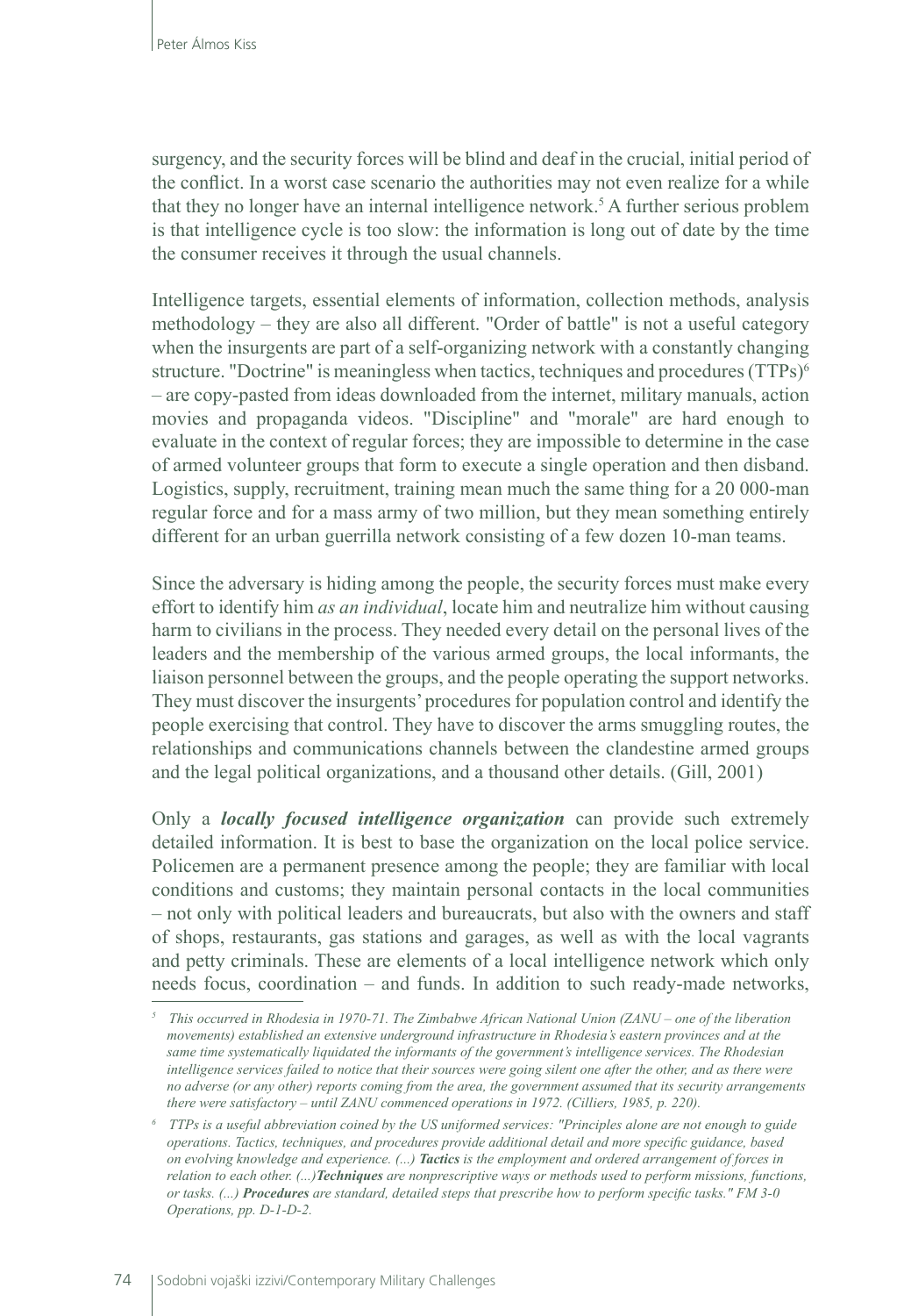surgency, and the security forces will be blind and deaf in the crucial, initial period of the conflict. In a worst case scenario the authorities may not even realize for a while that they no longer have an internal intelligence network.[5] A further serious problem is that intelligence cycle is too slow: the information is long out of date by the time the consumer receives it through the usual channels.

Intelligence targets, essential elements of information, collection methods, analysis methodology – they are also all different. "Order of battle" is not a useful category when the insurgents are part of a self-organizing network with a constantly changing structure. "Doctrine" is meaningless when tactics, techniques and procedures (TTPs)[6] – are copy-pasted from ideas downloaded from the internet, military manuals, action movies and propaganda videos. "Discipline" and "morale" are hard enough to evaluate in the context of regular forces; they are impossible to determine in the case of armed volunteer groups that form to execute a single operation and then disband. Logistics, supply, recruitment, training mean much the same thing for a 20 000-man regular force and for a mass army of two million, but they mean something entirely different for an urban guerrilla network consisting of a few dozen 10-man teams.

Since the adversary is hiding among the people, the security forces must make every effort to identify him *as an individual*, locate him and neutralize him without causing harm to civilians in the process. They needed every detail on the personal lives of the leaders and the membership of the various armed groups, the local informants, the liaison personnel between the groups, and the people operating the support networks. They must discover the insurgents' procedures for population control and identify the people exercising that control. They have to discover the arms smuggling routes, the relationships and communications channels between the clandestine armed groups and the legal political organizations, and a thousand other details. (Gill, 2001)

Only a ***locally focused intelligence organization*** can provide such extremely detailed information. It is best to base the organization on the local police service. Policemen are a permanent presence among the people; they are familiar with local conditions and customs; they maintain personal contacts in the local communities – not only with political leaders and bureaucrats, but also with the owners and staff of shops, restaurants, gas stations and garages, as well as with the local vagrants and petty criminals. These are elements of a local intelligence network which only needs focus, coordination – and funds. In addition to such ready-made networks,

---

[5] *This occurred in Rhodesia in 1970-71. The Zimbabwe African National Union (ZANU – one of the liberation movements) established an extensive underground infrastructure in Rhodesia's eastern provinces and at the same time systematically liquidated the informants of the government's intelligence services. The Rhodesian intelligence services failed to notice that their sources were going silent one after the other, and as there were no adverse (or any other) reports coming from the area, the government assumed that its security arrangements there were satisfactory – until ZANU commenced operations in 1972. (Cilliers, 1985, p. 220).*

[6] *TTPs is a useful abbreviation coined by the US uniformed services: "Principles alone are not enough to guide operations. Tactics, techniques, and procedures provide additional detail and more specific guidance, based on evolving knowledge and experience. (...) **Tactics** is the employment and ordered arrangement of forces in relation to each other. (...)**Techniques** are nonprescriptive ways or methods used to perform missions, functions, or tasks. (...) **Procedures** are standard, detailed steps that prescribe how to perform specific tasks." FM 3-0 Operations, pp. D-1-D-2.*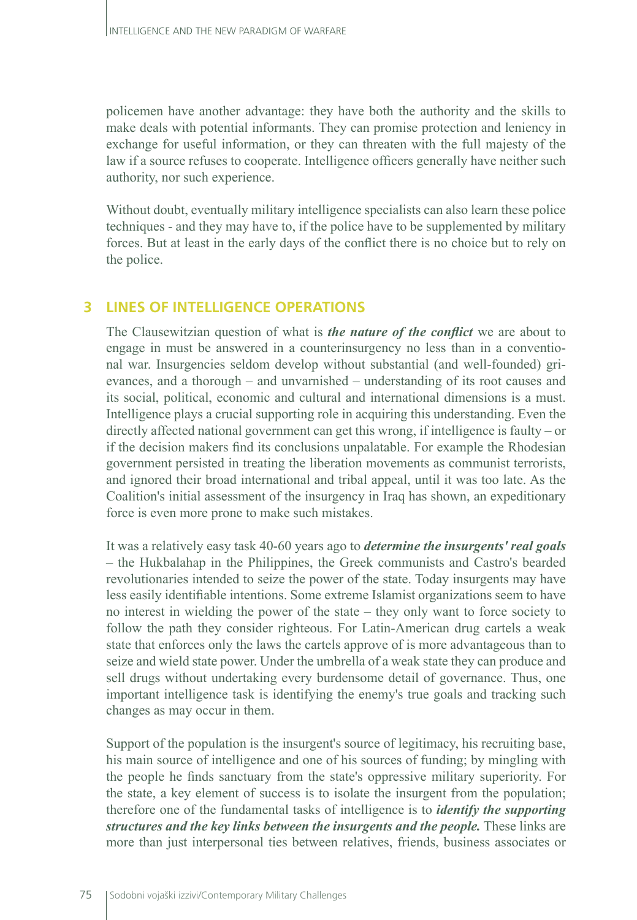policemen have another advantage: they have both the authority and the skills to make deals with potential informants. They can promise protection and leniency in exchange for useful information, or they can threaten with the full majesty of the law if a source refuses to cooperate. Intelligence officers generally have neither such authority, nor such experience.

Without doubt, eventually military intelligence specialists can also learn these police techniques - and they may have to, if the police have to be supplemented by military forces. But at least in the early days of the conflict there is no choice but to rely on the police.

## 3 LINES OF INTELLIGENCE OPERATIONS

The Clausewitzian question of what is ***the nature of the conflict*** we are about to engage in must be answered in a counterinsurgency no less than in a conventional war. Insurgencies seldom develop without substantial (and well-founded) grievances, and a thorough – and unvarnished – understanding of its root causes and its social, political, economic and cultural and international dimensions is a must. Intelligence plays a crucial supporting role in acquiring this understanding. Even the directly affected national government can get this wrong, if intelligence is faulty – or if the decision makers find its conclusions unpalatable. For example the Rhodesian government persisted in treating the liberation movements as communist terrorists, and ignored their broad international and tribal appeal, until it was too late. As the Coalition's initial assessment of the insurgency in Iraq has shown, an expeditionary force is even more prone to make such mistakes.

It was a relatively easy task 40-60 years ago to ***determine the insurgents' real goals*** – the Hukbalahap in the Philippines, the Greek communists and Castro's bearded revolutionaries intended to seize the power of the state. Today insurgents may have less easily identifiable intentions. Some extreme Islamist organizations seem to have no interest in wielding the power of the state – they only want to force society to follow the path they consider righteous. For Latin-American drug cartels a weak state that enforces only the laws the cartels approve of is more advantageous than to seize and wield state power. Under the umbrella of a weak state they can produce and sell drugs without undertaking every burdensome detail of governance. Thus, one important intelligence task is identifying the enemy's true goals and tracking such changes as may occur in them.

Support of the population is the insurgent's source of legitimacy, his recruiting base, his main source of intelligence and one of his sources of funding; by mingling with the people he finds sanctuary from the state's oppressive military superiority. For the state, a key element of success is to isolate the insurgent from the population; therefore one of the fundamental tasks of intelligence is to ***identify the supporting structures and the key links between the insurgents and the people.*** These links are more than just interpersonal ties between relatives, friends, business associates or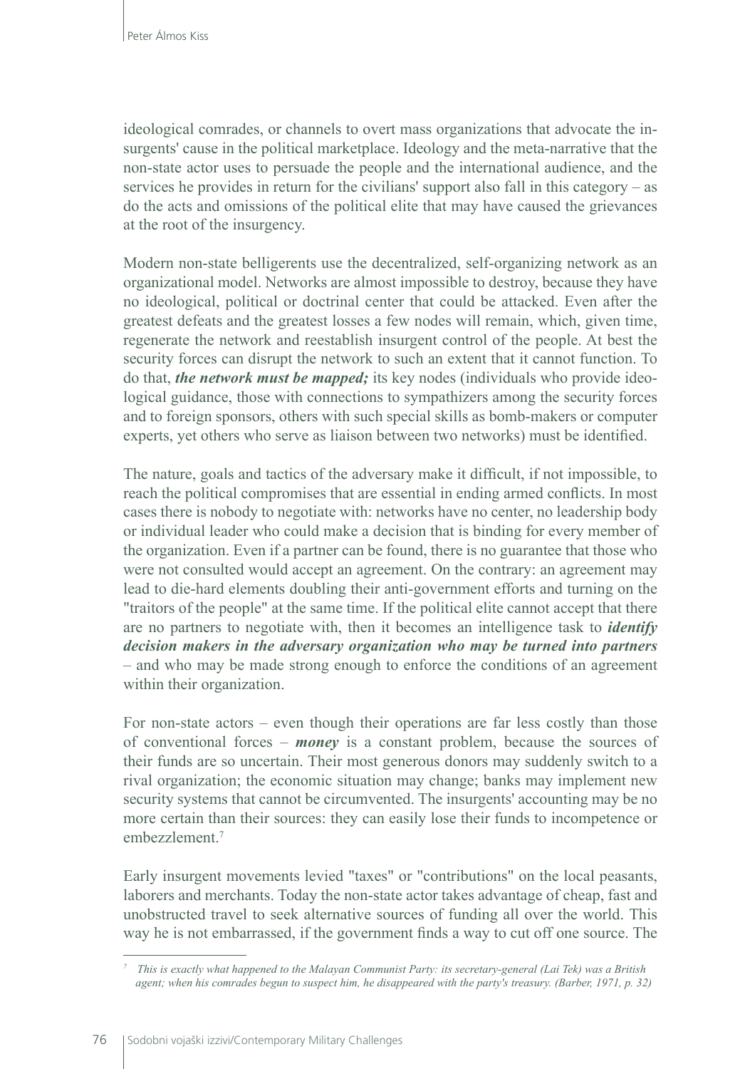ideological comrades, or channels to overt mass organizations that advocate the insurgents' cause in the political marketplace. Ideology and the meta-narrative that the non-state actor uses to persuade the people and the international audience, and the services he provides in return for the civilians' support also fall in this category – as do the acts and omissions of the political elite that may have caused the grievances at the root of the insurgency.

Modern non-state belligerents use the decentralized, self-organizing network as an organizational model. Networks are almost impossible to destroy, because they have no ideological, political or doctrinal center that could be attacked. Even after the greatest defeats and the greatest losses a few nodes will remain, which, given time, regenerate the network and reestablish insurgent control of the people. At best the security forces can disrupt the network to such an extent that it cannot function. To do that, ***the network must be mapped;*** its key nodes (individuals who provide ideological guidance, those with connections to sympathizers among the security forces and to foreign sponsors, others with such special skills as bomb-makers or computer experts, yet others who serve as liaison between two networks) must be identified.

The nature, goals and tactics of the adversary make it difficult, if not impossible, to reach the political compromises that are essential in ending armed conflicts. In most cases there is nobody to negotiate with: networks have no center, no leadership body or individual leader who could make a decision that is binding for every member of the organization. Even if a partner can be found, there is no guarantee that those who were not consulted would accept an agreement. On the contrary: an agreement may lead to die-hard elements doubling their anti-government efforts and turning on the "traitors of the people" at the same time. If the political elite cannot accept that there are no partners to negotiate with, then it becomes an intelligence task to ***identify decision makers in the adversary organization who may be turned into partners*** – and who may be made strong enough to enforce the conditions of an agreement within their organization.

For non-state actors – even though their operations are far less costly than those of conventional forces – ***money*** is a constant problem, because the sources of their funds are so uncertain. Their most generous donors may suddenly switch to a rival organization; the economic situation may change; banks may implement new security systems that cannot be circumvented. The insurgents' accounting may be no more certain than their sources: they can easily lose their funds to incompetence or embezzlement.[7]

Early insurgent movements levied "taxes" or "contributions" on the local peasants, laborers and merchants. Today the non-state actor takes advantage of cheap, fast and unobstructed travel to seek alternative sources of funding all over the world. This way he is not embarrassed, if the government finds a way to cut off one source. The

---

[7] *This is exactly what happened to the Malayan Communist Party: its secretary-general (Lai Tek) was a British agent; when his comrades begun to suspect him, he disappeared with the party's treasury. (Barber, 1971, p. 32)*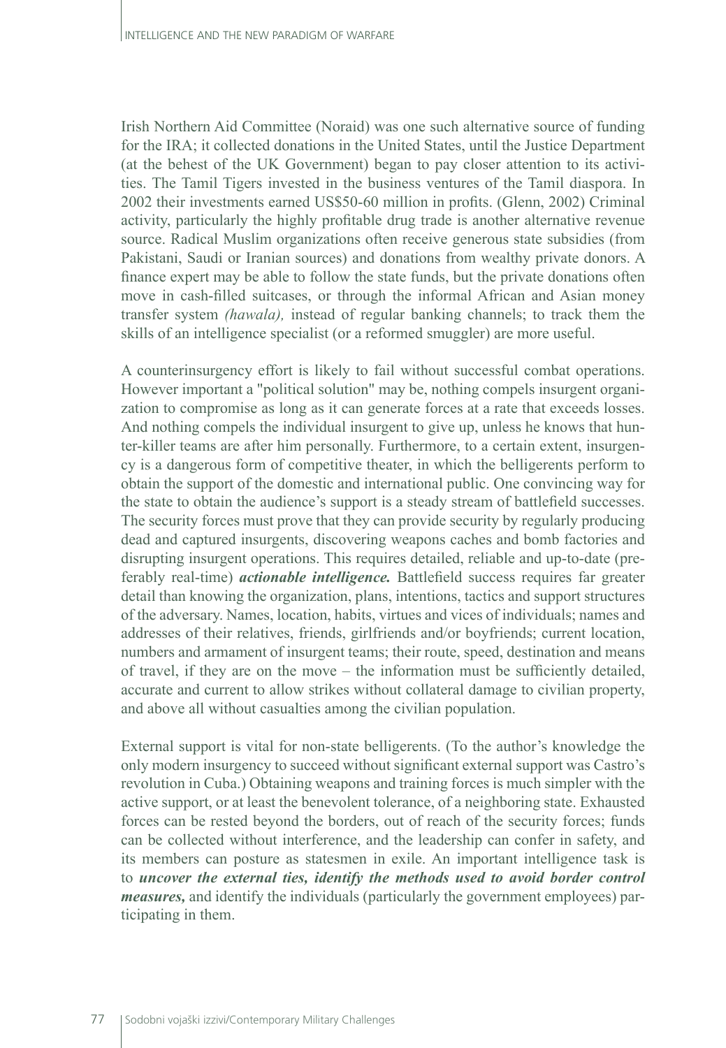Irish Northern Aid Committee (Noraid) was one such alternative source of funding for the IRA; it collected donations in the United States, until the Justice Department (at the behest of the UK Government) began to pay closer attention to its activities. The Tamil Tigers invested in the business ventures of the Tamil diaspora. In 2002 their investments earned US$50-60 million in profits. (Glenn, 2002) Criminal activity, particularly the highly profitable drug trade is another alternative revenue source. Radical Muslim organizations often receive generous state subsidies (from Pakistani, Saudi or Iranian sources) and donations from wealthy private donors. A finance expert may be able to follow the state funds, but the private donations often move in cash-filled suitcases, or through the informal African and Asian money transfer system *(hawala),* instead of regular banking channels; to track them the skills of an intelligence specialist (or a reformed smuggler) are more useful.

A counterinsurgency effort is likely to fail without successful combat operations. However important a "political solution" may be, nothing compels insurgent organization to compromise as long as it can generate forces at a rate that exceeds losses. And nothing compels the individual insurgent to give up, unless he knows that hunter-killer teams are after him personally. Furthermore, to a certain extent, insurgency is a dangerous form of competitive theater, in which the belligerents perform to obtain the support of the domestic and international public. One convincing way for the state to obtain the audience's support is a steady stream of battlefield successes. The security forces must prove that they can provide security by regularly producing dead and captured insurgents, discovering weapons caches and bomb factories and disrupting insurgent operations. This requires detailed, reliable and up-to-date (preferably real-time) ***actionable intelligence.*** Battlefield success requires far greater detail than knowing the organization, plans, intentions, tactics and support structures of the adversary. Names, location, habits, virtues and vices of individuals; names and addresses of their relatives, friends, girlfriends and/or boyfriends; current location, numbers and armament of insurgent teams; their route, speed, destination and means of travel, if they are on the move – the information must be sufficiently detailed, accurate and current to allow strikes without collateral damage to civilian property, and above all without casualties among the civilian population.

External support is vital for non-state belligerents. (To the author's knowledge the only modern insurgency to succeed without significant external support was Castro's revolution in Cuba.) Obtaining weapons and training forces is much simpler with the active support, or at least the benevolent tolerance, of a neighboring state. Exhausted forces can be rested beyond the borders, out of reach of the security forces; funds can be collected without interference, and the leadership can confer in safety, and its members can posture as statesmen in exile. An important intelligence task is to ***uncover the external ties, identify the methods used to avoid border control measures,*** and identify the individuals (particularly the government employees) participating in them.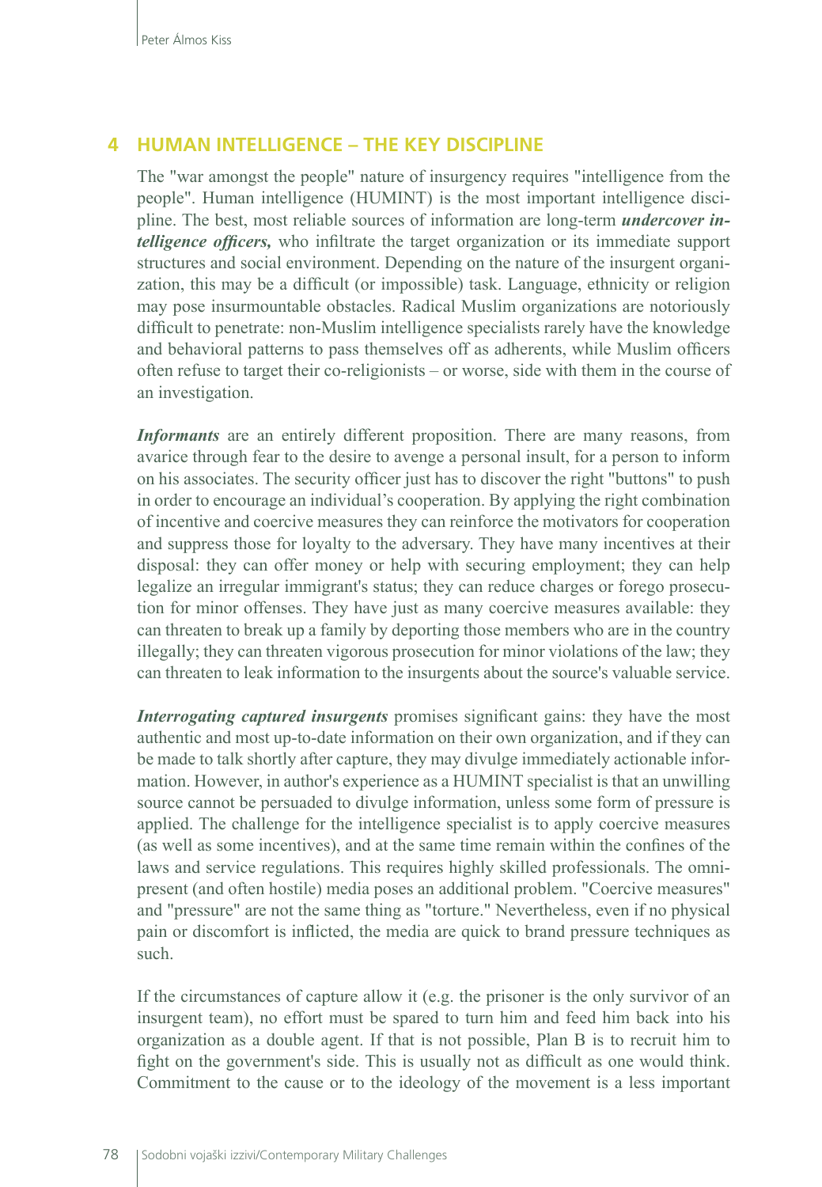## 4 HUMAN INTELLIGENCE – THE KEY DISCIPLINE

The "war amongst the people" nature of insurgency requires "intelligence from the people". Human intelligence (HUMINT) is the most important intelligence discipline. The best, most reliable sources of information are long-term ***undercover intelligence officers,*** who infiltrate the target organization or its immediate support structures and social environment. Depending on the nature of the insurgent organization, this may be a difficult (or impossible) task. Language, ethnicity or religion may pose insurmountable obstacles. Radical Muslim organizations are notoriously difficult to penetrate: non-Muslim intelligence specialists rarely have the knowledge and behavioral patterns to pass themselves off as adherents, while Muslim officers often refuse to target their co-religionists – or worse, side with them in the course of an investigation.

***Informants*** are an entirely different proposition. There are many reasons, from avarice through fear to the desire to avenge a personal insult, for a person to inform on his associates. The security officer just has to discover the right "buttons" to push in order to encourage an individual's cooperation. By applying the right combination of incentive and coercive measures they can reinforce the motivators for cooperation and suppress those for loyalty to the adversary. They have many incentives at their disposal: they can offer money or help with securing employment; they can help legalize an irregular immigrant's status; they can reduce charges or forego prosecution for minor offenses. They have just as many coercive measures available: they can threaten to break up a family by deporting those members who are in the country illegally; they can threaten vigorous prosecution for minor violations of the law; they can threaten to leak information to the insurgents about the source's valuable service.

***Interrogating captured insurgents*** promises significant gains: they have the most authentic and most up-to-date information on their own organization, and if they can be made to talk shortly after capture, they may divulge immediately actionable information. However, in author's experience as a HUMINT specialist is that an unwilling source cannot be persuaded to divulge information, unless some form of pressure is applied. The challenge for the intelligence specialist is to apply coercive measures (as well as some incentives), and at the same time remain within the confines of the laws and service regulations. This requires highly skilled professionals. The omnipresent (and often hostile) media poses an additional problem. "Coercive measures" and "pressure" are not the same thing as "torture." Nevertheless, even if no physical pain or discomfort is inflicted, the media are quick to brand pressure techniques as such.

If the circumstances of capture allow it (e.g. the prisoner is the only survivor of an insurgent team), no effort must be spared to turn him and feed him back into his organization as a double agent. If that is not possible, Plan B is to recruit him to fight on the government's side. This is usually not as difficult as one would think. Commitment to the cause or to the ideology of the movement is a less important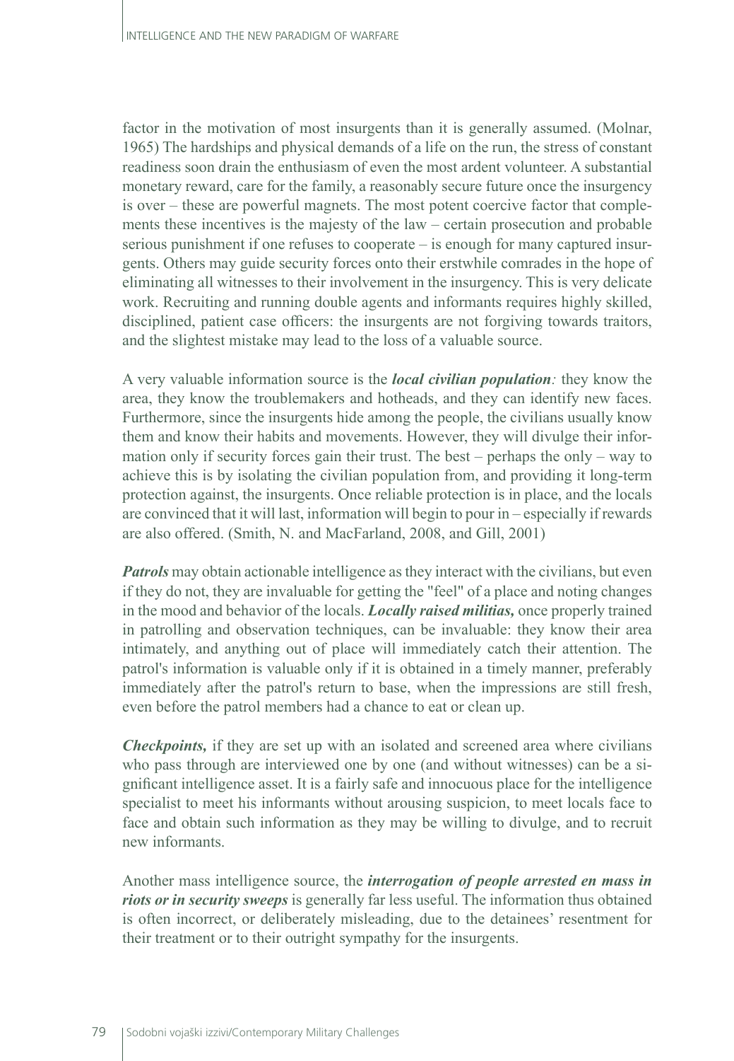factor in the motivation of most insurgents than it is generally assumed. (Molnar, 1965) The hardships and physical demands of a life on the run, the stress of constant readiness soon drain the enthusiasm of even the most ardent volunteer. A substantial monetary reward, care for the family, a reasonably secure future once the insurgency is over – these are powerful magnets. The most potent coercive factor that complements these incentives is the majesty of the law – certain prosecution and probable serious punishment if one refuses to cooperate – is enough for many captured insurgents. Others may guide security forces onto their erstwhile comrades in the hope of eliminating all witnesses to their involvement in the insurgency. This is very delicate work. Recruiting and running double agents and informants requires highly skilled, disciplined, patient case officers: the insurgents are not forgiving towards traitors, and the slightest mistake may lead to the loss of a valuable source.

A very valuable information source is the ***local civilian population****:* they know the area, they know the troublemakers and hotheads, and they can identify new faces. Furthermore, since the insurgents hide among the people, the civilians usually know them and know their habits and movements. However, they will divulge their information only if security forces gain their trust. The best – perhaps the only – way to achieve this is by isolating the civilian population from, and providing it long-term protection against, the insurgents. Once reliable protection is in place, and the locals are convinced that it will last, information will begin to pour in – especially if rewards are also offered. (Smith, N. and MacFarland, 2008, and Gill, 2001)

***Patrols*** may obtain actionable intelligence as they interact with the civilians, but even if they do not, they are invaluable for getting the "feel" of a place and noting changes in the mood and behavior of the locals. ***Locally raised militias,*** once properly trained in patrolling and observation techniques, can be invaluable: they know their area intimately, and anything out of place will immediately catch their attention. The patrol's information is valuable only if it is obtained in a timely manner, preferably immediately after the patrol's return to base, when the impressions are still fresh, even before the patrol members had a chance to eat or clean up.

***Checkpoints,*** if they are set up with an isolated and screened area where civilians who pass through are interviewed one by one (and without witnesses) can be a significant intelligence asset. It is a fairly safe and innocuous place for the intelligence specialist to meet his informants without arousing suspicion, to meet locals face to face and obtain such information as they may be willing to divulge, and to recruit new informants.

Another mass intelligence source, the ***interrogation of people arrested en mass in riots or in security sweeps*** is generally far less useful. The information thus obtained is often incorrect, or deliberately misleading, due to the detainees' resentment for their treatment or to their outright sympathy for the insurgents.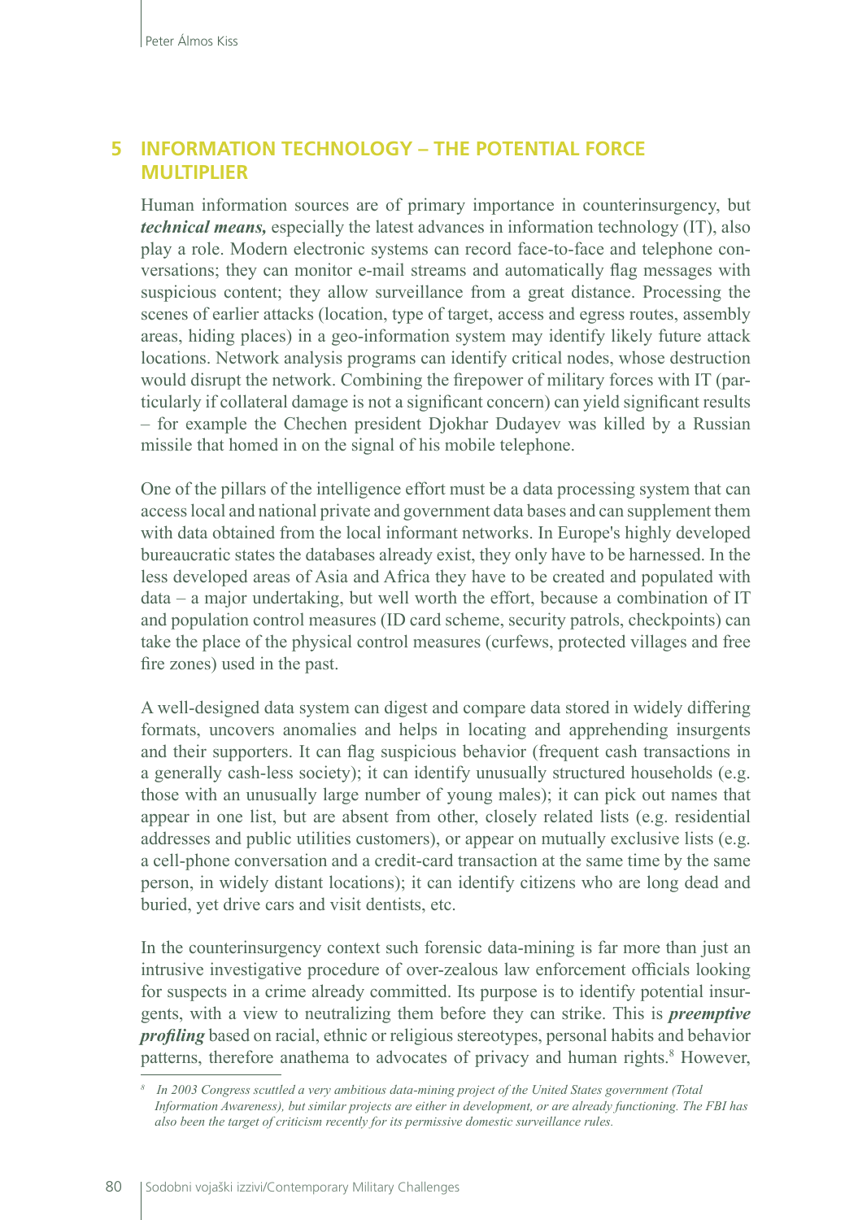## 5 INFORMATION TECHNOLOGY – THE POTENTIAL FORCE MULTIPLIER

Human information sources are of primary importance in counterinsurgency, but ***technical means,*** especially the latest advances in information technology (IT), also play a role. Modern electronic systems can record face-to-face and telephone conversations; they can monitor e-mail streams and automatically flag messages with suspicious content; they allow surveillance from a great distance. Processing the scenes of earlier attacks (location, type of target, access and egress routes, assembly areas, hiding places) in a geo-information system may identify likely future attack locations. Network analysis programs can identify critical nodes, whose destruction would disrupt the network. Combining the firepower of military forces with IT (particularly if collateral damage is not a significant concern) can yield significant results – for example the Chechen president Djokhar Dudayev was killed by a Russian missile that homed in on the signal of his mobile telephone.

One of the pillars of the intelligence effort must be a data processing system that can access local and national private and government data bases and can supplement them with data obtained from the local informant networks. In Europe's highly developed bureaucratic states the databases already exist, they only have to be harnessed. In the less developed areas of Asia and Africa they have to be created and populated with data – a major undertaking, but well worth the effort, because a combination of IT and population control measures (ID card scheme, security patrols, checkpoints) can take the place of the physical control measures (curfews, protected villages and free fire zones) used in the past.

A well-designed data system can digest and compare data stored in widely differing formats, uncovers anomalies and helps in locating and apprehending insurgents and their supporters. It can flag suspicious behavior (frequent cash transactions in a generally cash-less society); it can identify unusually structured households (e.g. those with an unusually large number of young males); it can pick out names that appear in one list, but are absent from other, closely related lists (e.g. residential addresses and public utilities customers), or appear on mutually exclusive lists (e.g. a cell-phone conversation and a credit-card transaction at the same time by the same person, in widely distant locations); it can identify citizens who are long dead and buried, yet drive cars and visit dentists, etc.

In the counterinsurgency context such forensic data-mining is far more than just an intrusive investigative procedure of over-zealous law enforcement officials looking for suspects in a crime already committed. Its purpose is to identify potential insurgents, with a view to neutralizing them before they can strike. This is ***preemptive profiling*** based on racial, ethnic or religious stereotypes, personal habits and behavior patterns, therefore anathema to advocates of privacy and human rights.[8] However,

[8] *In 2003 Congress scuttled a very ambitious data-mining project of the United States government (Total Information Awareness), but similar projects are either in development, or are already functioning. The FBI has also been the target of criticism recently for its permissive domestic surveillance rules.*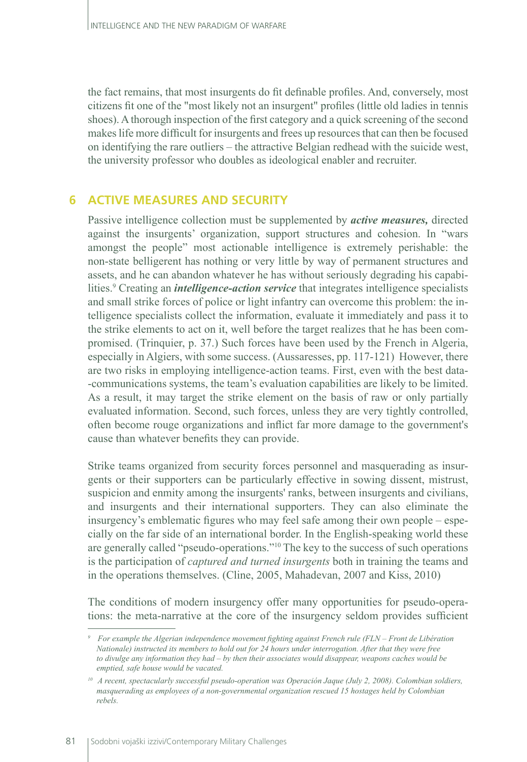the fact remains, that most insurgents do fit definable profiles. And, conversely, most citizens fit one of the "most likely not an insurgent" profiles (little old ladies in tennis shoes). A thorough inspection of the first category and a quick screening of the second makes life more difficult for insurgents and frees up resources that can then be focused on identifying the rare outliers – the attractive Belgian redhead with the suicide west, the university professor who doubles as ideological enabler and recruiter.

## 6 ACTIVE MEASURES AND SECURITY

Passive intelligence collection must be supplemented by ***active measures,*** directed against the insurgents' organization, support structures and cohesion. In "wars amongst the people" most actionable intelligence is extremely perishable: the non-state belligerent has nothing or very little by way of permanent structures and assets, and he can abandon whatever he has without seriously degrading his capabilities.[9] Creating an ***intelligence-action service*** that integrates intelligence specialists and small strike forces of police or light infantry can overcome this problem: the intelligence specialists collect the information, evaluate it immediately and pass it to the strike elements to act on it, well before the target realizes that he has been compromised. (Trinquier, p. 37.) Such forces have been used by the French in Algeria, especially in Algiers, with some success. (Aussaresses, pp. 117-121) However, there are two risks in employing intelligence-action teams. First, even with the best data-communications systems, the team's evaluation capabilities are likely to be limited. As a result, it may target the strike element on the basis of raw or only partially evaluated information. Second, such forces, unless they are very tightly controlled, often become rouge organizations and inflict far more damage to the government's cause than whatever benefits they can provide.

Strike teams organized from security forces personnel and masquerading as insurgents or their supporters can be particularly effective in sowing dissent, mistrust, suspicion and enmity among the insurgents' ranks, between insurgents and civilians, and insurgents and their international supporters. They can also eliminate the insurgency's emblematic figures who may feel safe among their own people – especially on the far side of an international border. In the English-speaking world these are generally called "pseudo-operations."[10] The key to the success of such operations is the participation of *captured and turned insurgents* both in training the teams and in the operations themselves. (Cline, 2005, Mahadevan, 2007 and Kiss, 2010)

The conditions of modern insurgency offer many opportunities for pseudo-operations: the meta-narrative at the core of the insurgency seldom provides sufficient

---

[9] *For example the Algerian independence movement fighting against French rule (FLN – Front de Libération Nationale) instructed its members to hold out for 24 hours under interrogation. After that they were free to divulge any information they had – by then their associates would disappear, weapons caches would be emptied, safe house would be vacated.*

[10] *A recent, spectacularly successful pseudo-operation was Operación Jaque (July 2, 2008). Colombian soldiers, masquerading as employees of a non-governmental organization rescued 15 hostages held by Colombian rebels.*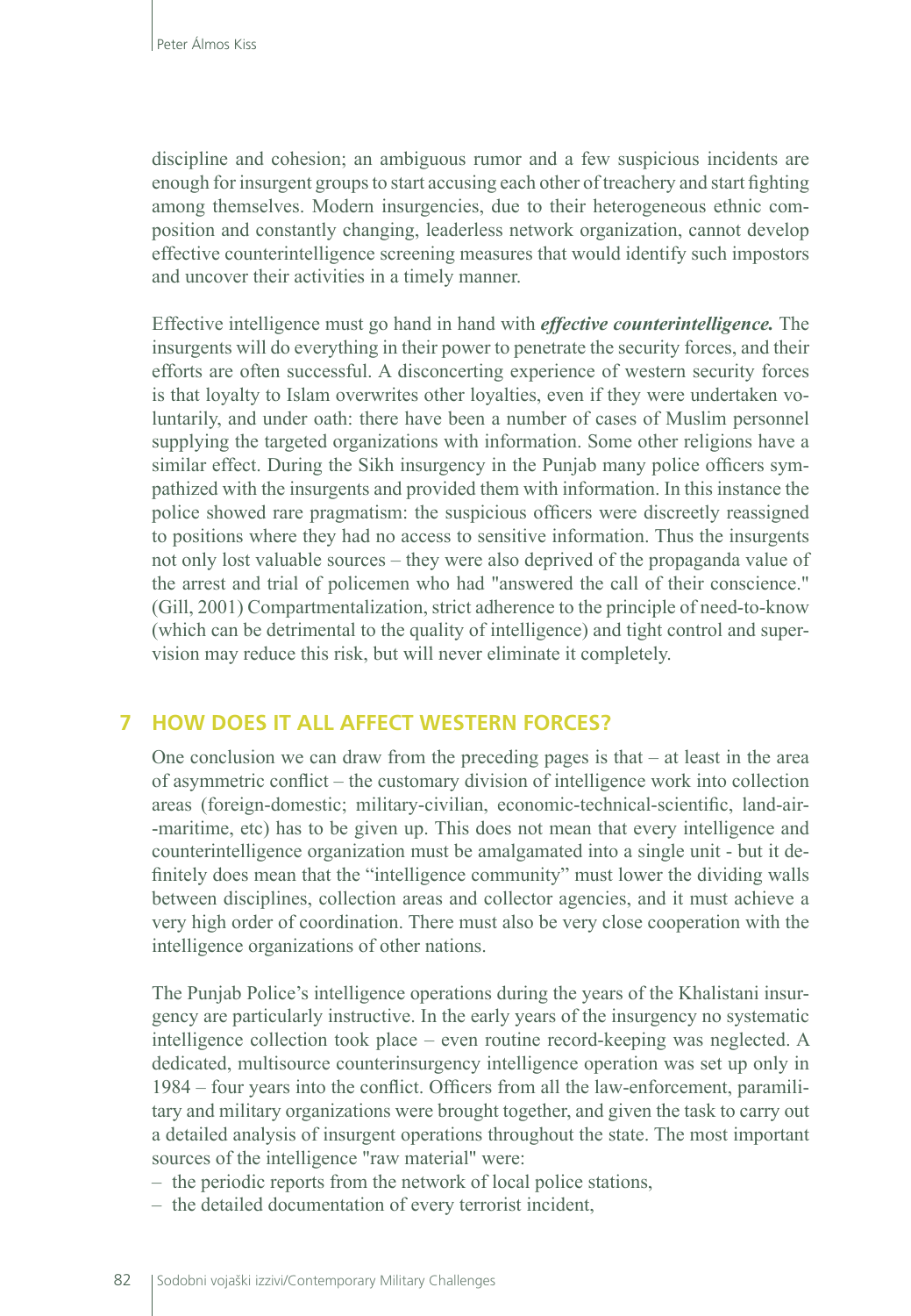discipline and cohesion; an ambiguous rumor and a few suspicious incidents are enough for insurgent groups to start accusing each other of treachery and start fighting among themselves. Modern insurgencies, due to their heterogeneous ethnic composition and constantly changing, leaderless network organization, cannot develop effective counterintelligence screening measures that would identify such impostors and uncover their activities in a timely manner.

Effective intelligence must go hand in hand with ***effective counterintelligence.*** The insurgents will do everything in their power to penetrate the security forces, and their efforts are often successful. A disconcerting experience of western security forces is that loyalty to Islam overwrites other loyalties, even if they were undertaken voluntarily, and under oath: there have been a number of cases of Muslim personnel supplying the targeted organizations with information. Some other religions have a similar effect. During the Sikh insurgency in the Punjab many police officers sympathized with the insurgents and provided them with information. In this instance the police showed rare pragmatism: the suspicious officers were discreetly reassigned to positions where they had no access to sensitive information. Thus the insurgents not only lost valuable sources – they were also deprived of the propaganda value of the arrest and trial of policemen who had "answered the call of their conscience." (Gill, 2001) Compartmentalization, strict adherence to the principle of need-to-know (which can be detrimental to the quality of intelligence) and tight control and supervision may reduce this risk, but will never eliminate it completely.

## 7 HOW DOES IT ALL AFFECT WESTERN FORCES?

One conclusion we can draw from the preceding pages is that – at least in the area of asymmetric conflict – the customary division of intelligence work into collection areas (foreign-domestic; military-civilian, economic-technical-scientific, land-air-maritime, etc) has to be given up. This does not mean that every intelligence and counterintelligence organization must be amalgamated into a single unit - but it definitely does mean that the "intelligence community" must lower the dividing walls between disciplines, collection areas and collector agencies, and it must achieve a very high order of coordination. There must also be very close cooperation with the intelligence organizations of other nations.

The Punjab Police's intelligence operations during the years of the Khalistani insurgency are particularly instructive. In the early years of the insurgency no systematic intelligence collection took place – even routine record-keeping was neglected. A dedicated, multisource counterinsurgency intelligence operation was set up only in 1984 – four years into the conflict. Officers from all the law-enforcement, paramilitary and military organizations were brought together, and given the task to carry out a detailed analysis of insurgent operations throughout the state. The most important sources of the intelligence "raw material" were:

– the periodic reports from the network of local police stations,
– the detailed documentation of every terrorist incident,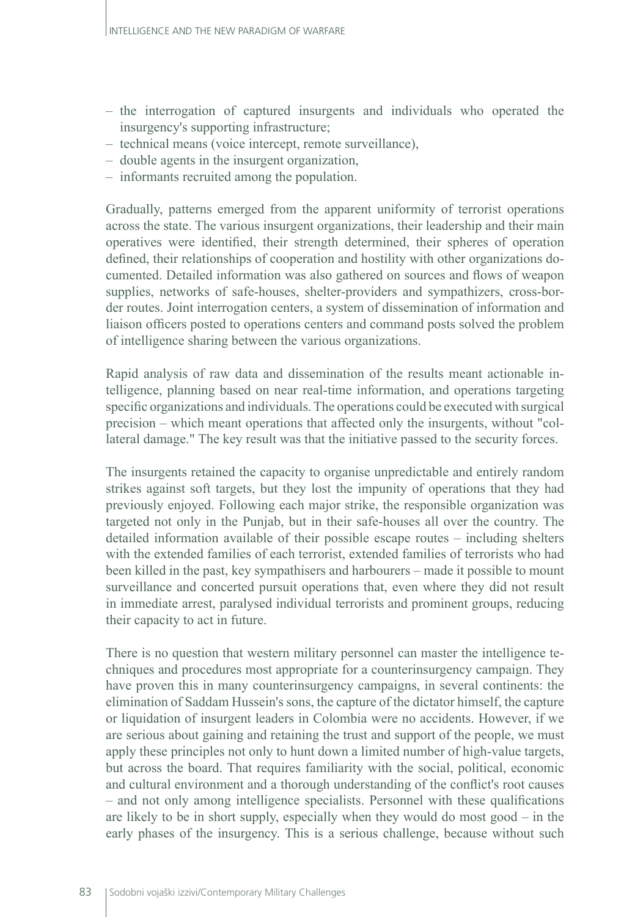- the interrogation of captured insurgents and individuals who operated the insurgency's supporting infrastructure;
- technical means (voice intercept, remote surveillance),
- double agents in the insurgent organization,
- informants recruited among the population.

Gradually, patterns emerged from the apparent uniformity of terrorist operations across the state. The various insurgent organizations, their leadership and their main operatives were identified, their strength determined, their spheres of operation defined, their relationships of cooperation and hostility with other organizations documented. Detailed information was also gathered on sources and flows of weapon supplies, networks of safe-houses, shelter-providers and sympathizers, cross-border routes. Joint interrogation centers, a system of dissemination of information and liaison officers posted to operations centers and command posts solved the problem of intelligence sharing between the various organizations.

Rapid analysis of raw data and dissemination of the results meant actionable intelligence, planning based on near real-time information, and operations targeting specific organizations and individuals. The operations could be executed with surgical precision – which meant operations that affected only the insurgents, without "collateral damage." The key result was that the initiative passed to the security forces.

The insurgents retained the capacity to organise unpredictable and entirely random strikes against soft targets, but they lost the impunity of operations that they had previously enjoyed. Following each major strike, the responsible organization was targeted not only in the Punjab, but in their safe-houses all over the country. The detailed information available of their possible escape routes – including shelters with the extended families of each terrorist, extended families of terrorists who had been killed in the past, key sympathisers and harbourers – made it possible to mount surveillance and concerted pursuit operations that, even where they did not result in immediate arrest, paralysed individual terrorists and prominent groups, reducing their capacity to act in future.

There is no question that western military personnel can master the intelligence techniques and procedures most appropriate for a counterinsurgency campaign. They have proven this in many counterinsurgency campaigns, in several continents: the elimination of Saddam Hussein's sons, the capture of the dictator himself, the capture or liquidation of insurgent leaders in Colombia were no accidents. However, if we are serious about gaining and retaining the trust and support of the people, we must apply these principles not only to hunt down a limited number of high-value targets, but across the board. That requires familiarity with the social, political, economic and cultural environment and a thorough understanding of the conflict's root causes – and not only among intelligence specialists. Personnel with these qualifications are likely to be in short supply, especially when they would do most good – in the early phases of the insurgency. This is a serious challenge, because without such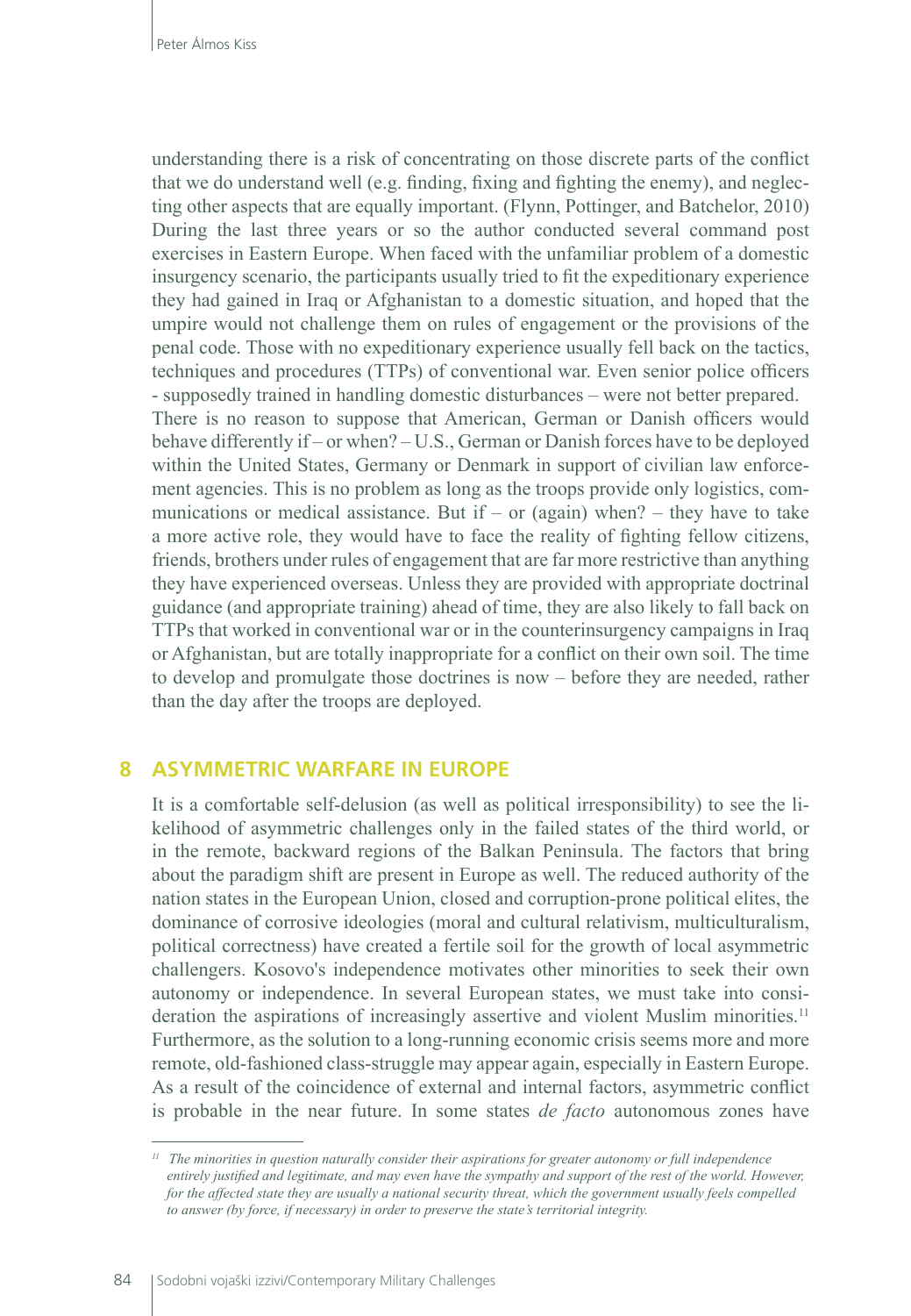understanding there is a risk of concentrating on those discrete parts of the conflict that we do understand well (e.g. finding, fixing and fighting the enemy), and neglecting other aspects that are equally important. (Flynn, Pottinger, and Batchelor, 2010) During the last three years or so the author conducted several command post exercises in Eastern Europe. When faced with the unfamiliar problem of a domestic insurgency scenario, the participants usually tried to fit the expeditionary experience they had gained in Iraq or Afghanistan to a domestic situation, and hoped that the umpire would not challenge them on rules of engagement or the provisions of the penal code. Those with no expeditionary experience usually fell back on the tactics, techniques and procedures (TTPs) of conventional war. Even senior police officers - supposedly trained in handling domestic disturbances – were not better prepared.

There is no reason to suppose that American, German or Danish officers would behave differently if – or when? – U.S., German or Danish forces have to be deployed within the United States, Germany or Denmark in support of civilian law enforcement agencies. This is no problem as long as the troops provide only logistics, communications or medical assistance. But if – or (again) when? – they have to take a more active role, they would have to face the reality of fighting fellow citizens, friends, brothers under rules of engagement that are far more restrictive than anything they have experienced overseas. Unless they are provided with appropriate doctrinal guidance (and appropriate training) ahead of time, they are also likely to fall back on TTPs that worked in conventional war or in the counterinsurgency campaigns in Iraq or Afghanistan, but are totally inappropriate for a conflict on their own soil. The time to develop and promulgate those doctrines is now – before they are needed, rather than the day after the troops are deployed.

## 8 ASYMMETRIC WARFARE IN EUROPE

It is a comfortable self-delusion (as well as political irresponsibility) to see the likelihood of asymmetric challenges only in the failed states of the third world, or in the remote, backward regions of the Balkan Peninsula. The factors that bring about the paradigm shift are present in Europe as well. The reduced authority of the nation states in the European Union, closed and corruption-prone political elites, the dominance of corrosive ideologies (moral and cultural relativism, multiculturalism, political correctness) have created a fertile soil for the growth of local asymmetric challengers. Kosovo's independence motivates other minorities to seek their own autonomy or independence. In several European states, we must take into consideration the aspirations of increasingly assertive and violent Muslim minorities.[11] Furthermore, as the solution to a long-running economic crisis seems more and more remote, old-fashioned class-struggle may appear again, especially in Eastern Europe. As a result of the coincidence of external and internal factors, asymmetric conflict is probable in the near future. In some states *de facto* autonomous zones have

[11] *The minorities in question naturally consider their aspirations for greater autonomy or full independence entirely justified and legitimate, and may even have the sympathy and support of the rest of the world. However, for the affected state they are usually a national security threat, which the government usually feels compelled to answer (by force, if necessary) in order to preserve the state's territorial integrity.*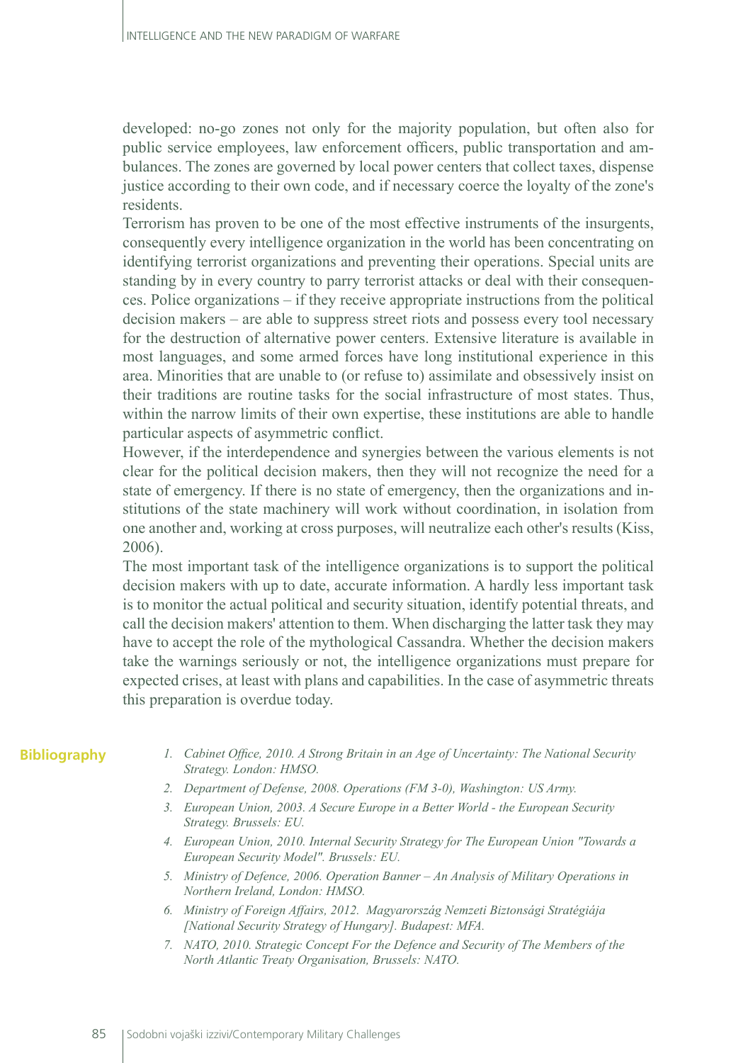developed: no-go zones not only for the majority population, but often also for public service employees, law enforcement officers, public transportation and ambulances. The zones are governed by local power centers that collect taxes, dispense justice according to their own code, and if necessary coerce the loyalty of the zone's residents.

Terrorism has proven to be one of the most effective instruments of the insurgents, consequently every intelligence organization in the world has been concentrating on identifying terrorist organizations and preventing their operations. Special units are standing by in every country to parry terrorist attacks or deal with their consequences. Police organizations – if they receive appropriate instructions from the political decision makers – are able to suppress street riots and possess every tool necessary for the destruction of alternative power centers. Extensive literature is available in most languages, and some armed forces have long institutional experience in this area. Minorities that are unable to (or refuse to) assimilate and obsessively insist on their traditions are routine tasks for the social infrastructure of most states. Thus, within the narrow limits of their own expertise, these institutions are able to handle particular aspects of asymmetric conflict.

However, if the interdependence and synergies between the various elements is not clear for the political decision makers, then they will not recognize the need for a state of emergency. If there is no state of emergency, then the organizations and institutions of the state machinery will work without coordination, in isolation from one another and, working at cross purposes, will neutralize each other's results (Kiss, 2006).

The most important task of the intelligence organizations is to support the political decision makers with up to date, accurate information. A hardly less important task is to monitor the actual political and security situation, identify potential threats, and call the decision makers' attention to them. When discharging the latter task they may have to accept the role of the mythological Cassandra. Whether the decision makers take the warnings seriously or not, the intelligence organizations must prepare for expected crises, at least with plans and capabilities. In the case of asymmetric threats this preparation is overdue today.

## Bibliography

1. *Cabinet Office, 2010. A Strong Britain in an Age of Uncertainty: The National Security Strategy. London: HMSO.*
2. *Department of Defense, 2008. Operations (FM 3-0), Washington: US Army.*
3. *European Union, 2003. A Secure Europe in a Better World - the European Security Strategy. Brussels: EU.*
4. *European Union, 2010. Internal Security Strategy for The European Union "Towards a European Security Model". Brussels: EU.*
5. *Ministry of Defence, 2006. Operation Banner – An Analysis of Military Operations in Northern Ireland, London: HMSO.*
6. *Ministry of Foreign Affairs, 2012. Magyarország Nemzeti Biztonsági Stratégiája [National Security Strategy of Hungary]. Budapest: MFA.*
7. *NATO, 2010. Strategic Concept For the Defence and Security of The Members of the North Atlantic Treaty Organisation, Brussels: NATO.*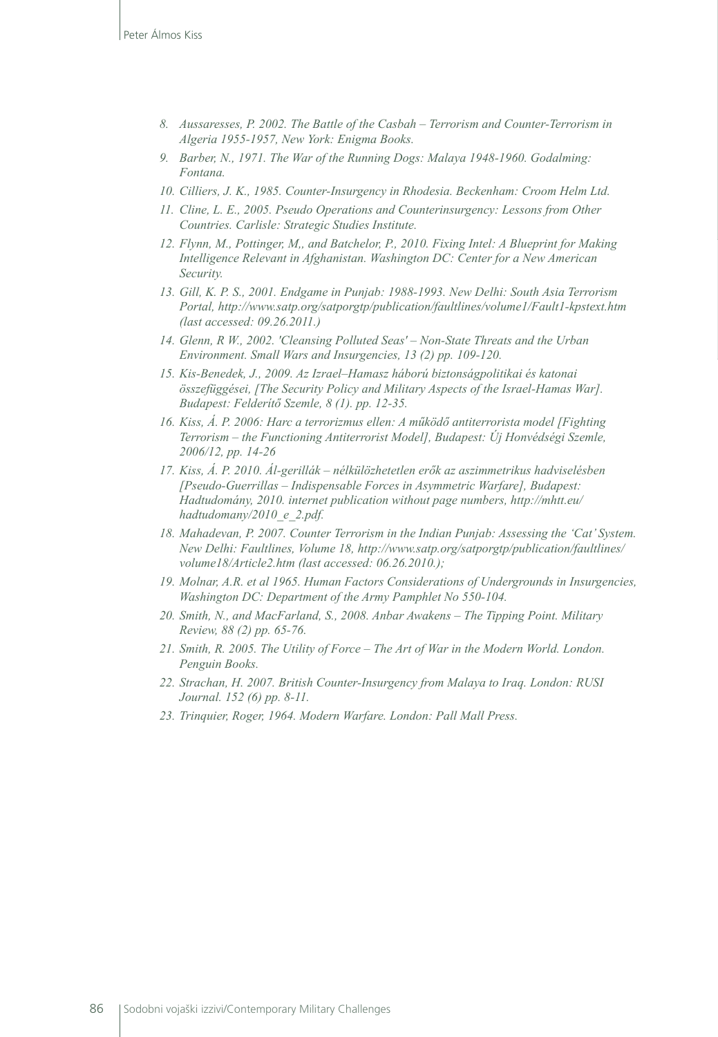8. *Aussaresses, P. 2002. The Battle of the Casbah – Terrorism and Counter-Terrorism in Algeria 1955-1957, New York: Enigma Books.*
9. *Barber, N., 1971. The War of the Running Dogs: Malaya 1948-1960. Godalming: Fontana.*
10. *Cilliers, J. K., 1985. Counter-Insurgency in Rhodesia. Beckenham: Croom Helm Ltd.*
11. *Cline, L. E., 2005. Pseudo Operations and Counterinsurgency: Lessons from Other Countries. Carlisle: Strategic Studies Institute.*
12. *Flynn, M., Pottinger, M,, and Batchelor, P., 2010. Fixing Intel: A Blueprint for Making Intelligence Relevant in Afghanistan. Washington DC: Center for a New American Security.*
13. *Gill, K. P. S., 2001. Endgame in Punjab: 1988-1993. New Delhi: South Asia Terrorism Portal, http://www.satp.org/satporgtp/publication/faultlines/volume1/Fault1-kpstext.htm (last accessed: 09.26.2011.)*
14. *Glenn, R W., 2002. 'Cleansing Polluted Seas' – Non-State Threats and the Urban Environment. Small Wars and Insurgencies, 13 (2) pp. 109-120.*
15. *Kis-Benedek, J., 2009. Az Izrael–Hamasz háború biztonságpolitikai és katonai összefüggései, [The Security Policy and Military Aspects of the Israel-Hamas War]. Budapest: Felderítő Szemle, 8 (1). pp. 12-35.*
16. *Kiss, Á. P. 2006: Harc a terrorizmus ellen: A működő antiterrorista model [Fighting Terrorism – the Functioning Antiterrorist Model], Budapest: Új Honvédségi Szemle, 2006/12, pp. 14-26*
17. *Kiss, Á. P. 2010. Ál-gerillák – nélkülözhetetlen erők az aszimmetrikus hadviselésben [Pseudo-Guerrillas – Indispensable Forces in Asymmetric Warfare], Budapest: Hadtudomány, 2010. internet publication without page numbers, http://mhtt.eu/hadtudomany/2010_e_2.pdf.*
18. *Mahadevan, P. 2007. Counter Terrorism in the Indian Punjab: Assessing the 'Cat' System. New Delhi: Faultlines, Volume 18, http://www.satp.org/satporgtp/publication/faultlines/volume18/Article2.htm (last accessed: 06.26.2010.);*
19. *Molnar, A.R. et al 1965. Human Factors Considerations of Undergrounds in Insurgencies, Washington DC: Department of the Army Pamphlet No 550-104.*
20. *Smith, N., and MacFarland, S., 2008. Anbar Awakens – The Tipping Point. Military Review, 88 (2) pp. 65-76.*
21. *Smith, R. 2005. The Utility of Force – The Art of War in the Modern World. London. Penguin Books.*
22. *Strachan, H. 2007. British Counter-Insurgency from Malaya to Iraq. London: RUSI Journal. 152 (6) pp. 8-11.*
23. *Trinquier, Roger, 1964. Modern Warfare. London: Pall Mall Press.*